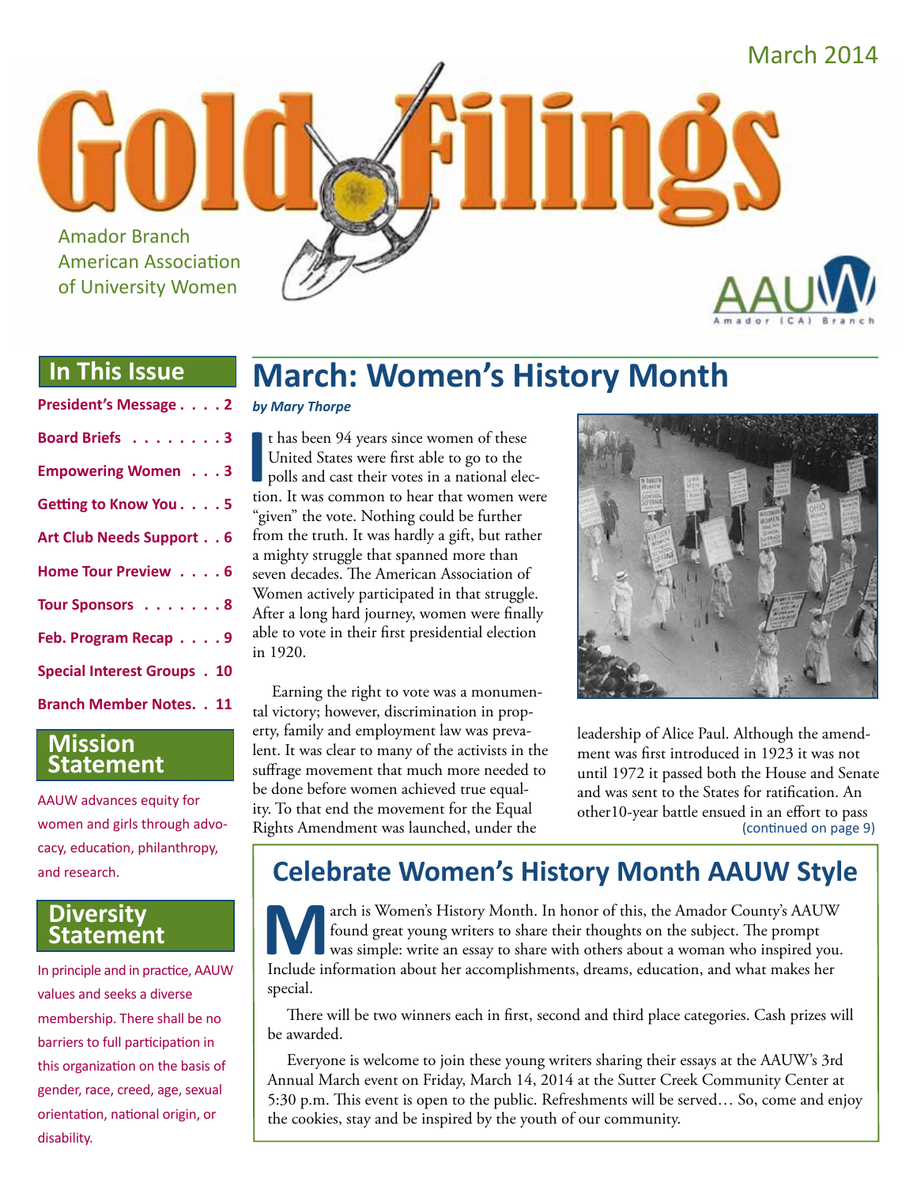March 2014

# Gold Filings

Amador Branch
American Association
of University Women

AAUW
Amador (CA) Branch

## In This Issue

- **President's Message . . . . 2**
- **Board Briefs . . . . . . . . 3**
- **Empowering Women . . . 3**
- **Getting to Know You . . . . 5**
- **Art Club Needs Support . . 6**
- **Home Tour Preview . . . . 6**
- **Tour Sponsors . . . . . . . 8**
- **Feb. Program Recap . . . . 9**
- **Special Interest Groups . 10**
- **Branch Member Notes. . 11**

## Mission Statement

AAUW advances equity for women and girls through advocacy, education, philanthropy, and research.

## Diversity Statement

In principle and in practice, AAUW values and seeks a diverse membership. There shall be no barriers to full participation in this organization on the basis of gender, race, creed, age, sexual orientation, national origin, or disability.

# March: Women's History Month

***by Mary Thorpe***

It has been 94 years since women of these United States were first able to go to the polls and cast their votes in a national election. It was common to hear that women were "given" the vote. Nothing could be further from the truth. It was hardly a gift, but rather a mighty struggle that spanned more than seven decades. The American Association of Women actively participated in that struggle. After a long hard journey, women were finally able to vote in their first presidential election in 1920.

Earning the right to vote was a monumental victory; however, discrimination in property, family and employment law was prevalent. It was clear to many of the activists in the suffrage movement that much more needed to be done before women achieved true equality. To that end the movement for the Equal Rights Amendment was launched, under the leadership of Alice Paul. Although the amendment was first introduced in 1923 it was not until 1972 it passed both the House and Senate and was sent to the States for ratification. An other10-year battle ensued in an effort to pass

(continued on page 9)

# Celebrate Women's History Month AAUW Style

March is Women's History Month. In honor of this, the Amador County's AAUW found great young writers to share their thoughts on the subject. The prompt was simple: write an essay to share with others about a woman who inspired you. Include information about her accomplishments, dreams, education, and what makes her special.

There will be two winners each in first, second and third place categories. Cash prizes will be awarded.

Everyone is welcome to join these young writers sharing their essays at the AAUW's 3rd Annual March event on Friday, March 14, 2014 at the Sutter Creek Community Center at 5:30 p.m. This event is open to the public. Refreshments will be served… So, come and enjoy the cookies, stay and be inspired by the youth of our community.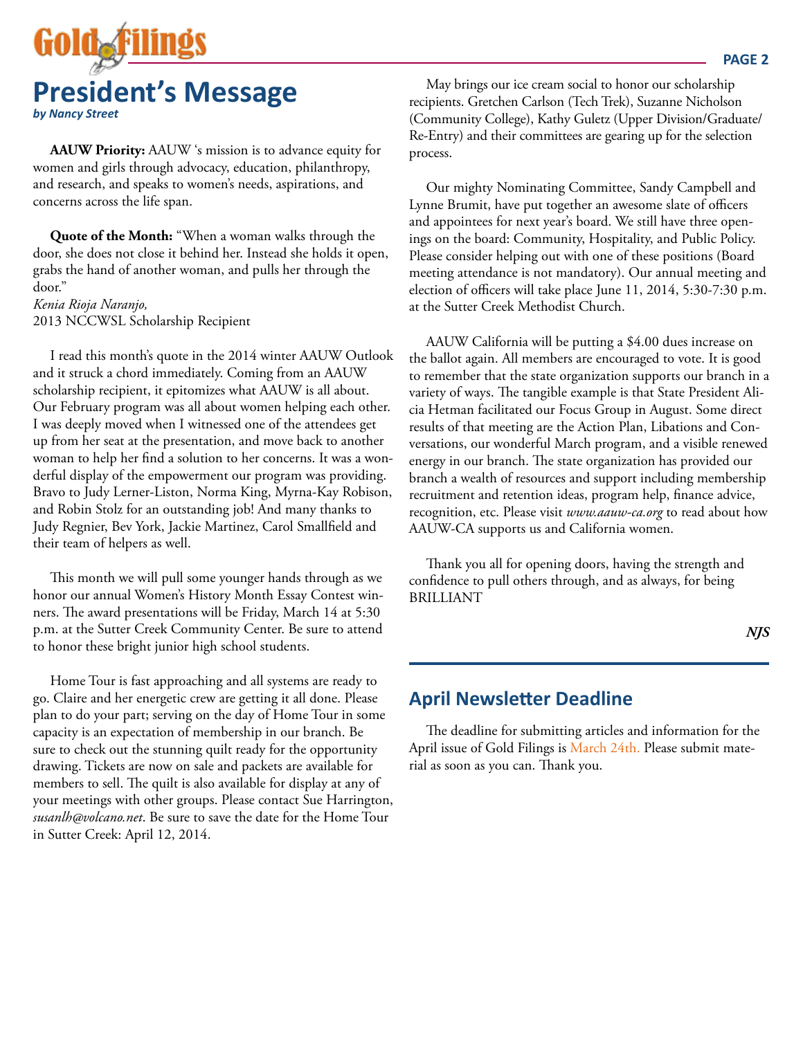# President's Message

***by Nancy Street***

**AAUW Priority:** AAUW 's mission is to advance equity for women and girls through advocacy, education, philanthropy, and research, and speaks to women's needs, aspirations, and concerns across the life span.

**Quote of the Month:** "When a woman walks through the door, she does not close it behind her. Instead she holds it open, grabs the hand of another woman, and pulls her through the door."
*Kenia Rioja Naranjo,*
2013 NCCWSL Scholarship Recipient

I read this month's quote in the 2014 winter AAUW Outlook and it struck a chord immediately. Coming from an AAUW scholarship recipient, it epitomizes what AAUW is all about. Our February program was all about women helping each other. I was deeply moved when I witnessed one of the attendees get up from her seat at the presentation, and move back to another woman to help her find a solution to her concerns. It was a wonderful display of the empowerment our program was providing. Bravo to Judy Lerner-Liston, Norma King, Myrna-Kay Robison, and Robin Stolz for an outstanding job! And many thanks to Judy Regnier, Bev York, Jackie Martinez, Carol Smallfield and their team of helpers as well.

This month we will pull some younger hands through as we honor our annual Women's History Month Essay Contest winners. The award presentations will be Friday, March 14 at 5:30 p.m. at the Sutter Creek Community Center. Be sure to attend to honor these bright junior high school students.

Home Tour is fast approaching and all systems are ready to go. Claire and her energetic crew are getting it all done. Please plan to do your part; serving on the day of Home Tour in some capacity is an expectation of membership in our branch. Be sure to check out the stunning quilt ready for the opportunity drawing. Tickets are now on sale and packets are available for members to sell. The quilt is also available for display at any of your meetings with other groups. Please contact Sue Harrington, *susanlh@volcano.net*. Be sure to save the date for the Home Tour in Sutter Creek: April 12, 2014.

May brings our ice cream social to honor our scholarship recipients. Gretchen Carlson (Tech Trek), Suzanne Nicholson (Community College), Kathy Guletz (Upper Division/Graduate/Re-Entry) and their committees are gearing up for the selection process.

Our mighty Nominating Committee, Sandy Campbell and Lynne Brumit, have put together an awesome slate of officers and appointees for next year's board. We still have three openings on the board: Community, Hospitality, and Public Policy. Please consider helping out with one of these positions (Board meeting attendance is not mandatory). Our annual meeting and election of officers will take place June 11, 2014, 5:30-7:30 p.m. at the Sutter Creek Methodist Church.

AAUW California will be putting a $4.00 dues increase on the ballot again. All members are encouraged to vote. It is good to remember that the state organization supports our branch in a variety of ways. The tangible example is that State President Alicia Hetman facilitated our Focus Group in August. Some direct results of that meeting are the Action Plan, Libations and Conversations, our wonderful March program, and a visible renewed energy in our branch. The state organization has provided our branch a wealth of resources and support including membership recruitment and retention ideas, program help, finance advice, recognition, etc. Please visit *www.aauw-ca.org* to read about how AAUW-CA supports us and California women.

Thank you all for opening doors, having the strength and confidence to pull others through, and as always, for being BRILLIANT

***NJS***

## April Newsletter Deadline

The deadline for submitting articles and information for the April issue of Gold Filings is March 24th. Please submit material as soon as you can. Thank you.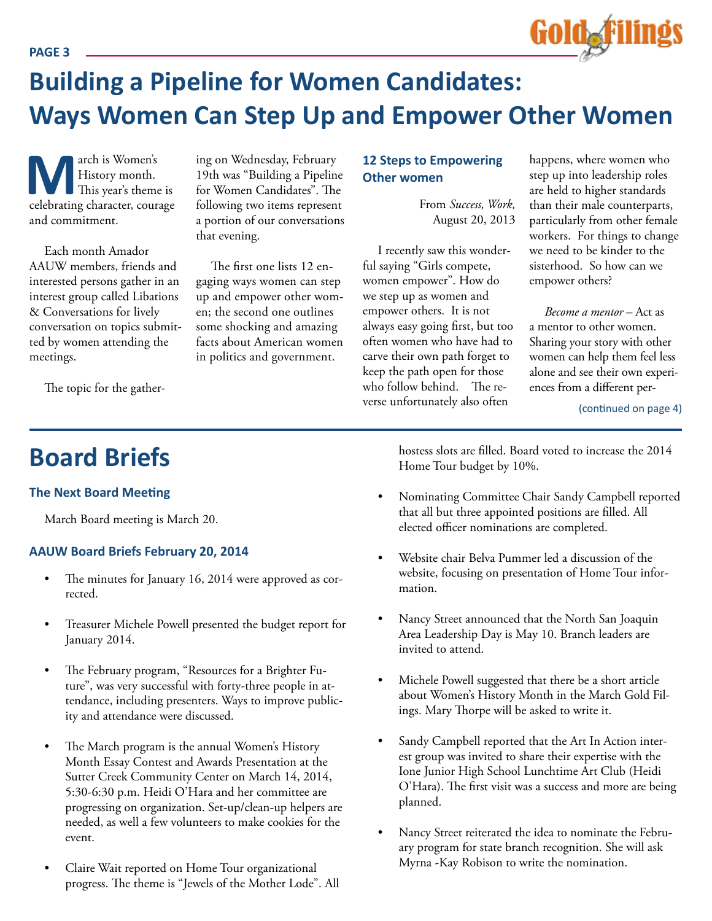# Building a Pipeline for Women Candidates: Ways Women Can Step Up and Empower Other Women

March is Women's History month. This year's theme is celebrating character, courage and commitment.

Each month Amador AAUW members, friends and interested persons gather in an interest group called Libations & Conversations for lively conversation on topics submitted by women attending the meetings.

The topic for the gathering on Wednesday, February 19th was "Building a Pipeline for Women Candidates". The following two items represent a portion of our conversations that evening.

The first one lists 12 engaging ways women can step up and empower other women; the second one outlines some shocking and amazing facts about American women in politics and government.

### 12 Steps to Empowering Other women

From *Success, Work,* August 20, 2013

I recently saw this wonderful saying "Girls compete, women empower". How do we step up as women and empower others. It is not always easy going first, but too often women who have had to carve their own path forget to keep the path open for those who follow behind. The reverse unfortunately also often happens, where women who step up into leadership roles are held to higher standards than their male counterparts, particularly from other female workers. For things to change we need to be kinder to the sisterhood. So how can we empower others?

*Become a mentor* – Act as a mentor to other women. Sharing your story with other women can help them feel less alone and see their own experiences from a different per-

(continued on page 4)

# Board Briefs

### The Next Board Meeting

March Board meeting is March 20.

### AAUW Board Briefs February 20, 2014

- The minutes for January 16, 2014 were approved as corrected.
- Treasurer Michele Powell presented the budget report for January 2014.
- The February program, "Resources for a Brighter Future", was very successful with forty-three people in attendance, including presenters. Ways to improve publicity and attendance were discussed.
- The March program is the annual Women's History Month Essay Contest and Awards Presentation at the Sutter Creek Community Center on March 14, 2014, 5:30-6:30 p.m. Heidi O'Hara and her committee are progressing on organization. Set-up/clean-up helpers are needed, as well a few volunteers to make cookies for the event.
- Claire Wait reported on Home Tour organizational progress. The theme is "Jewels of the Mother Lode". All hostess slots are filled. Board voted to increase the 2014 Home Tour budget by 10%.
- Nominating Committee Chair Sandy Campbell reported that all but three appointed positions are filled. All elected officer nominations are completed.
- Website chair Belva Pummer led a discussion of the website, focusing on presentation of Home Tour information.
- Nancy Street announced that the North San Joaquin Area Leadership Day is May 10. Branch leaders are invited to attend.
- Michele Powell suggested that there be a short article about Women's History Month in the March Gold Filings. Mary Thorpe will be asked to write it.
- Sandy Campbell reported that the Art In Action interest group was invited to share their expertise with the Ione Junior High School Lunchtime Art Club (Heidi O'Hara). The first visit was a success and more are being planned.
- Nancy Street reiterated the idea to nominate the February program for state branch recognition. She will ask Myrna -Kay Robison to write the nomination.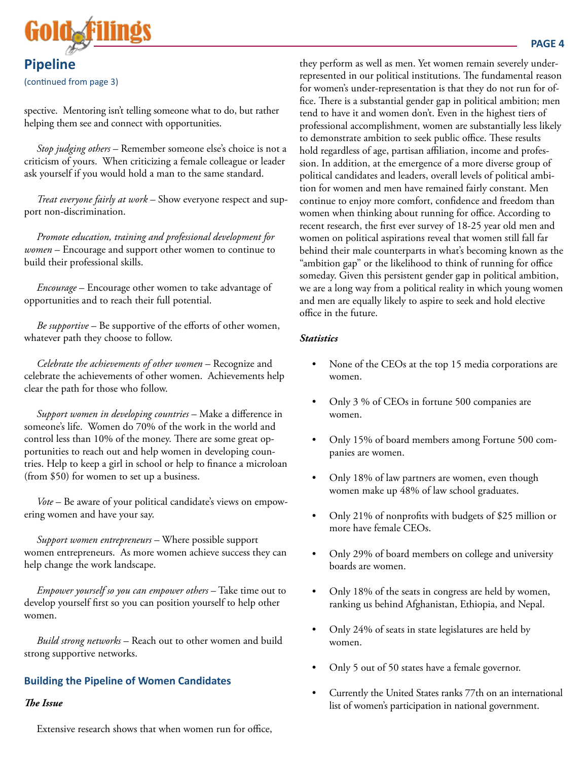## Pipeline

(continued from page 3)

spective. Mentoring isn't telling someone what to do, but rather helping them see and connect with opportunities.

*Stop judging others* – Remember someone else's choice is not a criticism of yours. When criticizing a female colleague or leader ask yourself if you would hold a man to the same standard.

*Treat everyone fairly at work* – Show everyone respect and support non-discrimination.

*Promote education, training and professional development for women* – Encourage and support other women to continue to build their professional skills.

*Encourage* – Encourage other women to take advantage of opportunities and to reach their full potential.

*Be supportive* – Be supportive of the efforts of other women, whatever path they choose to follow.

*Celebrate the achievements of other women* – Recognize and celebrate the achievements of other women. Achievements help clear the path for those who follow.

*Support women in developing countries* – Make a difference in someone's life. Women do 70% of the work in the world and control less than 10% of the money. There are some great opportunities to reach out and help women in developing countries. Help to keep a girl in school or help to finance a microloan (from $50) for women to set up a business.

*Vote* – Be aware of your political candidate's views on empowering women and have your say.

*Support women entrepreneurs* – Where possible support women entrepreneurs. As more women achieve success they can help change the work landscape.

*Empower yourself so you can empower others* – Take time out to develop yourself first so you can position yourself to help other women.

*Build strong networks* – Reach out to other women and build strong supportive networks.

### Building the Pipeline of Women Candidates

***The Issue***

Extensive research shows that when women run for office, they perform as well as men. Yet women remain severely under-represented in our political institutions. The fundamental reason for women's under-representation is that they do not run for office. There is a substantial gender gap in political ambition; men tend to have it and women don't. Even in the highest tiers of professional accomplishment, women are substantially less likely to demonstrate ambition to seek public office. These results hold regardless of age, partisan affiliation, income and profession. In addition, at the emergence of a more diverse group of political candidates and leaders, overall levels of political ambition for women and men have remained fairly constant. Men continue to enjoy more comfort, confidence and freedom than women when thinking about running for office. According to recent research, the first ever survey of 18-25 year old men and women on political aspirations reveal that women still fall far behind their male counterparts in what's becoming known as the "ambition gap" or the likelihood to think of running for office someday. Given this persistent gender gap in political ambition, we are a long way from a political reality in which young women and men are equally likely to aspire to seek and hold elective office in the future.

***Statistics***

- None of the CEOs at the top 15 media corporations are women.
- Only 3 % of CEOs in fortune 500 companies are women.
- Only 15% of board members among Fortune 500 companies are women.
- Only 18% of law partners are women, even though women make up 48% of law school graduates.
- Only 21% of nonprofits with budgets of $25 million or more have female CEOs.
- Only 29% of board members on college and university boards are women.
- Only 18% of the seats in congress are held by women, ranking us behind Afghanistan, Ethiopia, and Nepal.
- Only 24% of seats in state legislatures are held by women.
- Only 5 out of 50 states have a female governor.
- Currently the United States ranks 77th on an international list of women's participation in national government.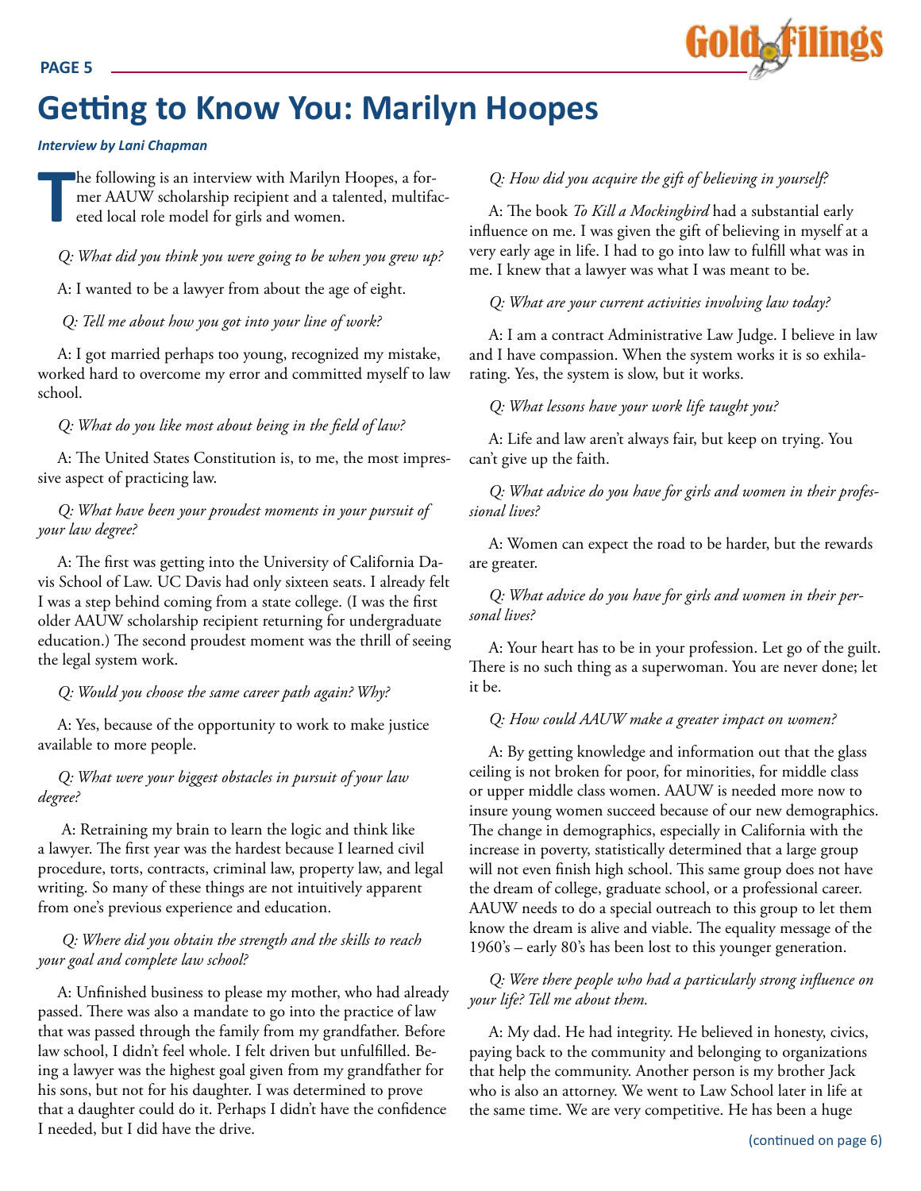# Getting to Know You: Marilyn Hoopes

***Interview by Lani Chapman***

The following is an interview with Marilyn Hoopes, a former AAUW scholarship recipient and a talented, multifaceted local role model for girls and women.

*Q: What did you think you were going to be when you grew up?*

A: I wanted to be a lawyer from about the age of eight.

*Q: Tell me about how you got into your line of work?*

A: I got married perhaps too young, recognized my mistake, worked hard to overcome my error and committed myself to law school.

*Q: What do you like most about being in the field of law?*

A: The United States Constitution is, to me, the most impressive aspect of practicing law.

*Q: What have been your proudest moments in your pursuit of your law degree?*

A: The first was getting into the University of California Davis School of Law. UC Davis had only sixteen seats. I already felt I was a step behind coming from a state college. (I was the first older AAUW scholarship recipient returning for undergraduate education.) The second proudest moment was the thrill of seeing the legal system work.

*Q: Would you choose the same career path again? Why?*

A: Yes, because of the opportunity to work to make justice available to more people.

*Q: What were your biggest obstacles in pursuit of your law degree?*

A: Retraining my brain to learn the logic and think like a lawyer. The first year was the hardest because I learned civil procedure, torts, contracts, criminal law, property law, and legal writing. So many of these things are not intuitively apparent from one's previous experience and education.

*Q: Where did you obtain the strength and the skills to reach your goal and complete law school?*

A: Unfinished business to please my mother, who had already passed. There was also a mandate to go into the practice of law that was passed through the family from my grandfather. Before law school, I didn't feel whole. I felt driven but unfulfilled. Being a lawyer was the highest goal given from my grandfather for his sons, but not for his daughter. I was determined to prove that a daughter could do it. Perhaps I didn't have the confidence I needed, but I did have the drive.

*Q: How did you acquire the gift of believing in yourself?*

A: The book *To Kill a Mockingbird* had a substantial early influence on me. I was given the gift of believing in myself at a very early age in life. I had to go into law to fulfill what was in me. I knew that a lawyer was what I was meant to be.

*Q: What are your current activities involving law today?*

A: I am a contract Administrative Law Judge. I believe in law and I have compassion. When the system works it is so exhilarating. Yes, the system is slow, but it works.

*Q: What lessons have your work life taught you?*

A: Life and law aren't always fair, but keep on trying. You can't give up the faith.

*Q: What advice do you have for girls and women in their professional lives?*

A: Women can expect the road to be harder, but the rewards are greater.

*Q: What advice do you have for girls and women in their personal lives?*

A: Your heart has to be in your profession. Let go of the guilt. There is no such thing as a superwoman. You are never done; let it be.

*Q: How could AAUW make a greater impact on women?*

A: By getting knowledge and information out that the glass ceiling is not broken for poor, for minorities, for middle class or upper middle class women. AAUW is needed more now to insure young women succeed because of our new demographics. The change in demographics, especially in California with the increase in poverty, statistically determined that a large group will not even finish high school. This same group does not have the dream of college, graduate school, or a professional career. AAUW needs to do a special outreach to this group to let them know the dream is alive and viable. The equality message of the 1960's – early 80's has been lost to this younger generation.

*Q: Were there people who had a particularly strong influence on your life? Tell me about them.*

A: My dad. He had integrity. He believed in honesty, civics, paying back to the community and belonging to organizations that help the community. Another person is my brother Jack who is also an attorney. We went to Law School later in life at the same time. We are very competitive. He has been a huge

(continued on page 6)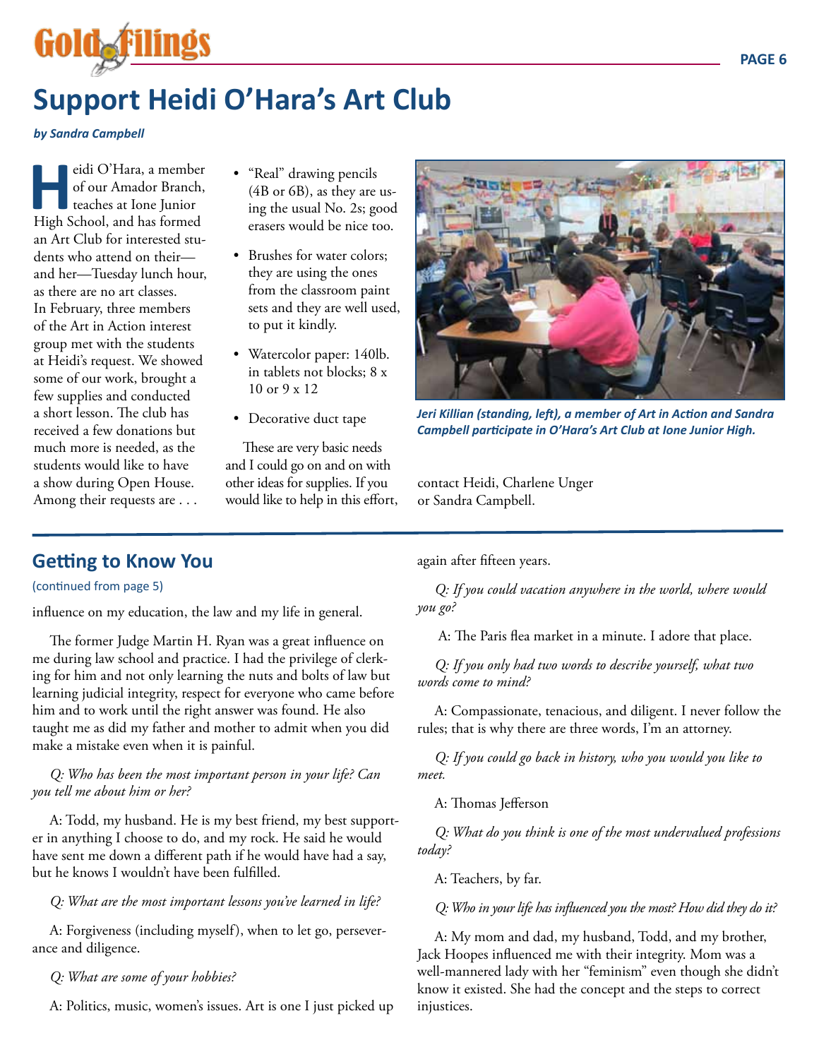# Support Heidi O'Hara's Art Club

***by Sandra Campbell***

Heidi O'Hara, a member of our Amador Branch, teaches at Ione Junior High School, and has formed an Art Club for interested students who attend on their—and her—Tuesday lunch hour, as there are no art classes. In February, three members of the Art in Action interest group met with the students at Heidi's request. We showed some of our work, brought a few supplies and conducted a short lesson. The club has received a few donations but much more is needed, as the students would like to have a show during Open House. Among their requests are . . .

- "Real" drawing pencils (4B or 6B), as they are using the usual No. 2s; good erasers would be nice too.
- Brushes for water colors; they are using the ones from the classroom paint sets and they are well used, to put it kindly.
- Watercolor paper: 140lb. in tablets not blocks; 8 x 10 or 9 x 12
- Decorative duct tape

These are very basic needs and I could go on and on with other ideas for supplies. If you would like to help in this effort, contact Heidi, Charlene Unger or Sandra Campbell.

***Jeri Killian (standing, left), a member of Art in Action and Sandra Campbell participate in O'Hara's Art Club at Ione Junior High.***

## Getting to Know You

(continued from page 5)

influence on my education, the law and my life in general.

The former Judge Martin H. Ryan was a great influence on me during law school and practice. I had the privilege of clerking for him and not only learning the nuts and bolts of law but learning judicial integrity, respect for everyone who came before him and to work until the right answer was found. He also taught me as did my father and mother to admit when you did make a mistake even when it is painful.

*Q: Who has been the most important person in your life? Can you tell me about him or her?*

A: Todd, my husband. He is my best friend, my best supporter in anything I choose to do, and my rock. He said he would have sent me down a different path if he would have had a say, but he knows I wouldn't have been fulfilled.

*Q: What are the most important lessons you've learned in life?*

A: Forgiveness (including myself), when to let go, perseverance and diligence.

*Q: What are some of your hobbies?*

A: Politics, music, women's issues. Art is one I just picked up again after fifteen years.

*Q: If you could vacation anywhere in the world, where would you go?*

A: The Paris flea market in a minute. I adore that place.

*Q: If you only had two words to describe yourself, what two words come to mind?*

A: Compassionate, tenacious, and diligent. I never follow the rules; that is why there are three words, I'm an attorney.

*Q: If you could go back in history, who you would you like to meet.*

A: Thomas Jefferson

*Q: What do you think is one of the most undervalued professions today?*

A: Teachers, by far.

*Q: Who in your life has influenced you the most? How did they do it?*

A: My mom and dad, my husband, Todd, and my brother, Jack Hoopes influenced me with their integrity. Mom was a well-mannered lady with her "feminism" even though she didn't know it existed. She had the concept and the steps to correct injustices.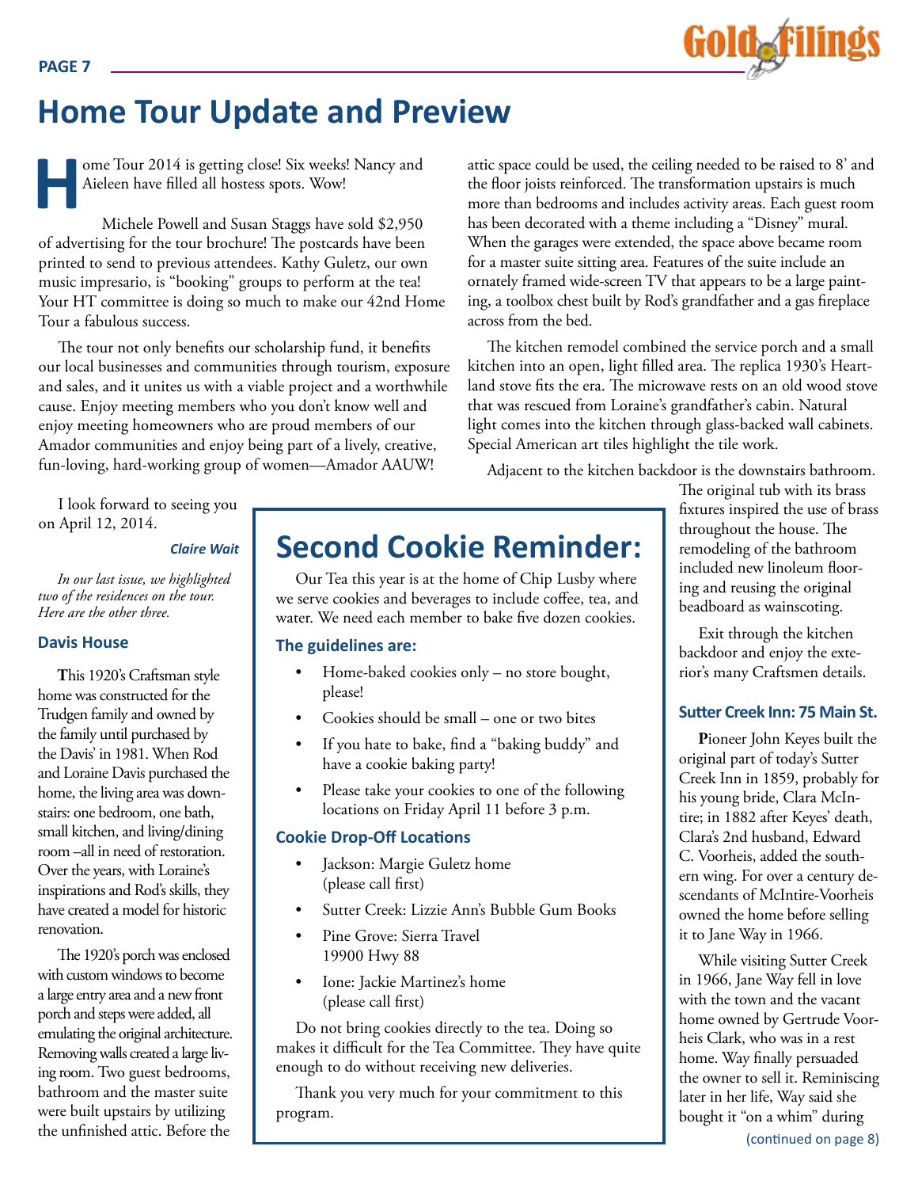# Home Tour Update and Preview

Home Tour 2014 is getting close! Six weeks! Nancy and Aieleen have filled all hostess spots. Wow!

Michele Powell and Susan Staggs have sold $2,950 of advertising for the tour brochure! The postcards have been printed to send to previous attendees. Kathy Guletz, our own music impresario, is "booking" groups to perform at the tea! Your HT committee is doing so much to make our 42nd Home Tour a fabulous success.

The tour not only benefits our scholarship fund, it benefits our local businesses and communities through tourism, exposure and sales, and it unites us with a viable project and a worthwhile cause. Enjoy meeting members who you don't know well and enjoy meeting homeowners who are proud members of our Amador communities and enjoy being part of a lively, creative, fun-loving, hard-working group of women—Amador AAUW!

I look forward to seeing you on April 12, 2014.

***Claire Wait***

*In our last issue, we highlighted two of the residences on the tour. Here are the other three.*

### Davis House

**T**his 1920's Craftsman style home was constructed for the Trudgen family and owned by the family until purchased by the Davis' in 1981. When Rod and Loraine Davis purchased the home, the living area was downstairs: one bedroom, one bath, small kitchen, and living/dining room –all in need of restoration. Over the years, with Loraine's inspirations and Rod's skills, they have created a model for historic renovation.

The 1920's porch was enclosed with custom windows to become a large entry area and a new front porch and steps were added, all emulating the original architecture. Removing walls created a large living room. Two guest bedrooms, bathroom and the master suite were built upstairs by utilizing the unfinished attic. Before the attic space could be used, the ceiling needed to be raised to 8' and the floor joists reinforced. The transformation upstairs is much more than bedrooms and includes activity areas. Each guest room has been decorated with a theme including a "Disney" mural. When the garages were extended, the space above became room for a master suite sitting area. Features of the suite include an ornately framed wide-screen TV that appears to be a large painting, a toolbox chest built by Rod's grandfather and a gas fireplace across from the bed.

The kitchen remodel combined the service porch and a small kitchen into an open, light filled area. The replica 1930's Heartland stove fits the era. The microwave rests on an old wood stove that was rescued from Loraine's grandfather's cabin. Natural light comes into the kitchen through glass-backed wall cabinets. Special American art tiles highlight the tile work.

Adjacent to the kitchen backdoor is the downstairs bathroom. The original tub with its brass fixtures inspired the use of brass throughout the house. The remodeling of the bathroom included new linoleum flooring and reusing the original beadboard as wainscoting.

Exit through the kitchen backdoor and enjoy the exterior's many Craftsmen details.

### Sutter Creek Inn: 75 Main St.

**P**ioneer John Keyes built the original part of today's Sutter Creek Inn in 1859, probably for his young bride, Clara McIntire; in 1882 after Keyes' death, Clara's 2nd husband, Edward C. Voorheis, added the southern wing. For over a century descendants of McIntire-Voorheis owned the home before selling it to Jane Way in 1966.

While visiting Sutter Creek in 1966, Jane Way fell in love with the town and the vacant home owned by Gertrude Voorheis Clark, who was in a rest home. Way finally persuaded the owner to sell it. Reminiscing later in her life, Way said she bought it "on a whim" during

(continued on page 8)

## Second Cookie Reminder:

Our Tea this year is at the home of Chip Lusby where we serve cookies and beverages to include coffee, tea, and water. We need each member to bake five dozen cookies.

### The guidelines are:

- Home-baked cookies only – no store bought, please!
- Cookies should be small – one or two bites
- If you hate to bake, find a "baking buddy" and have a cookie baking party!
- Please take your cookies to one of the following locations on Friday April 11 before 3 p.m.

### Cookie Drop-Off Locations

- Jackson: Margie Guletz home (please call first)
- Sutter Creek: Lizzie Ann's Bubble Gum Books
- Pine Grove: Sierra Travel 19900 Hwy 88
- Ione: Jackie Martinez's home (please call first)

Do not bring cookies directly to the tea. Doing so makes it difficult for the Tea Committee. They have quite enough to do without receiving new deliveries.

Thank you very much for your commitment to this program.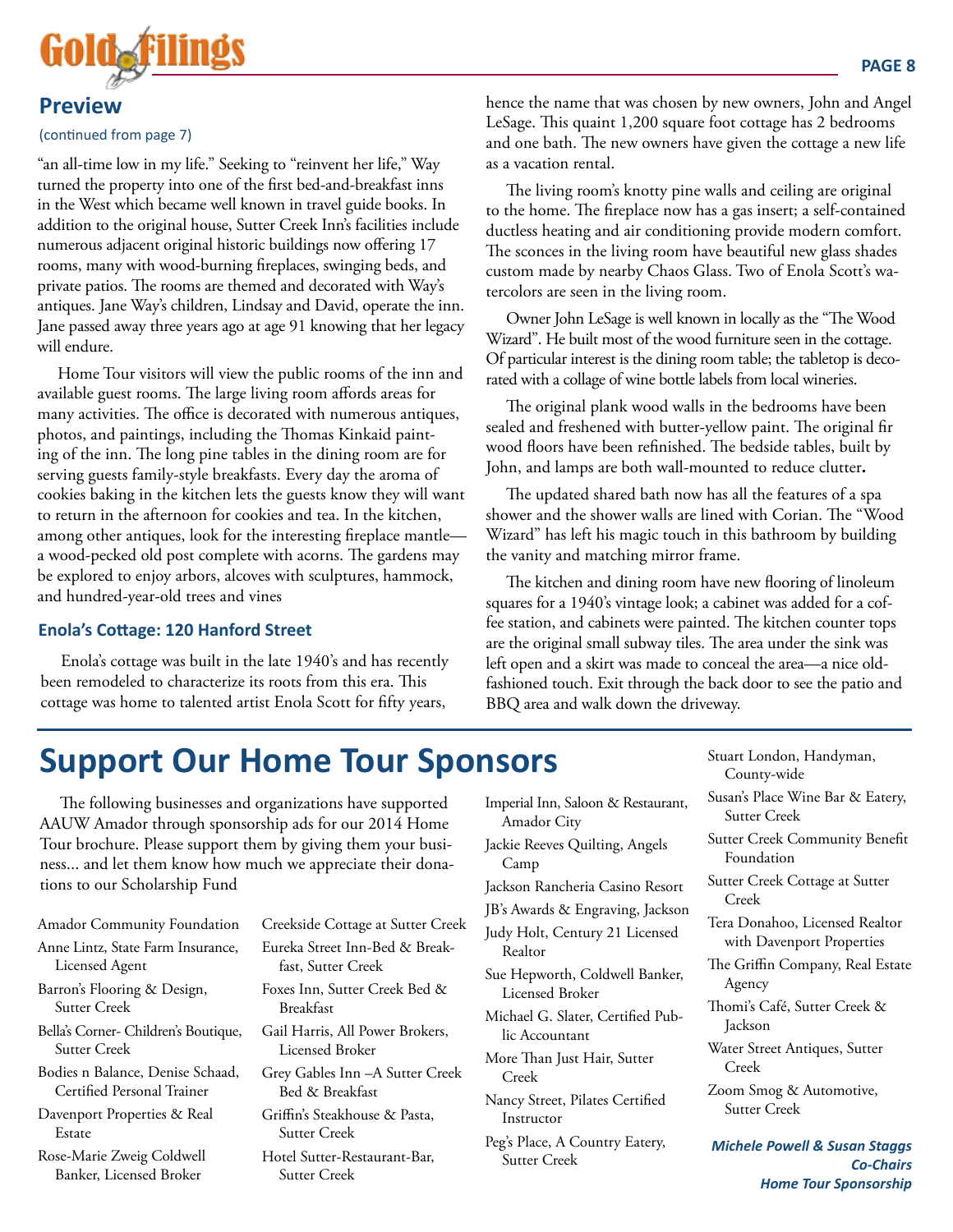## Preview

(continued from page 7)

"an all-time low in my life." Seeking to "reinvent her life," Way turned the property into one of the first bed-and-breakfast inns in the West which became well known in travel guide books. In addition to the original house, Sutter Creek Inn's facilities include numerous adjacent original historic buildings now offering 17 rooms, many with wood-burning fireplaces, swinging beds, and private patios. The rooms are themed and decorated with Way's antiques. Jane Way's children, Lindsay and David, operate the inn. Jane passed away three years ago at age 91 knowing that her legacy will endure.

Home Tour visitors will view the public rooms of the inn and available guest rooms. The large living room affords areas for many activities. The office is decorated with numerous antiques, photos, and paintings, including the Thomas Kinkaid painting of the inn. The long pine tables in the dining room are for serving guests family-style breakfasts. Every day the aroma of cookies baking in the kitchen lets the guests know they will want to return in the afternoon for cookies and tea. In the kitchen, among other antiques, look for the interesting fireplace mantle—a wood-pecked old post complete with acorns. The gardens may be explored to enjoy arbors, alcoves with sculptures, hammock, and hundred-year-old trees and vines

### Enola's Cottage: 120 Hanford Street

Enola's cottage was built in the late 1940's and has recently been remodeled to characterize its roots from this era. This cottage was home to talented artist Enola Scott for fifty years, hence the name that was chosen by new owners, John and Angel LeSage. This quaint 1,200 square foot cottage has 2 bedrooms and one bath. The new owners have given the cottage a new life as a vacation rental.

The living room's knotty pine walls and ceiling are original to the home. The fireplace now has a gas insert; a self-contained ductless heating and air conditioning provide modern comfort. The sconces in the living room have beautiful new glass shades custom made by nearby Chaos Glass. Two of Enola Scott's watercolors are seen in the living room.

Owner John LeSage is well known in locally as the "The Wood Wizard". He built most of the wood furniture seen in the cottage. Of particular interest is the dining room table; the tabletop is decorated with a collage of wine bottle labels from local wineries.

The original plank wood walls in the bedrooms have been sealed and freshened with butter-yellow paint. The original fir wood floors have been refinished. The bedside tables, built by John, and lamps are both wall-mounted to reduce clutter**.**

The updated shared bath now has all the features of a spa shower and the shower walls are lined with Corian. The "Wood Wizard" has left his magic touch in this bathroom by building the vanity and matching mirror frame.

The kitchen and dining room have new flooring of linoleum squares for a 1940's vintage look; a cabinet was added for a coffee station, and cabinets were painted. The kitchen counter tops are the original small subway tiles. The area under the sink was left open and a skirt was made to conceal the area—a nice old-fashioned touch. Exit through the back door to see the patio and BBQ area and walk down the driveway.

# Support Our Home Tour Sponsors

The following businesses and organizations have supported AAUW Amador through sponsorship ads for our 2014 Home Tour brochure. Please support them by giving them your business... and let them know how much we appreciate their donations to our Scholarship Fund

- Amador Community Foundation
- Anne Lintz, State Farm Insurance, Licensed Agent
- Barron's Flooring & Design, Sutter Creek
- Bella's Corner- Children's Boutique, Sutter Creek
- Bodies n Balance, Denise Schaad, Certified Personal Trainer
- Davenport Properties & Real Estate
- Rose-Marie Zweig Coldwell Banker, Licensed Broker
- Creekside Cottage at Sutter Creek
- Eureka Street Inn-Bed & Breakfast, Sutter Creek
- Foxes Inn, Sutter Creek Bed & Breakfast
- Gail Harris, All Power Brokers, Licensed Broker
- Grey Gables Inn –A Sutter Creek Bed & Breakfast
- Griffin's Steakhouse & Pasta, Sutter Creek
- Hotel Sutter-Restaurant-Bar, Sutter Creek
- Imperial Inn, Saloon & Restaurant, Amador City
- Jackie Reeves Quilting, Angels Camp
- Jackson Rancheria Casino Resort
- JB's Awards & Engraving, Jackson
- Judy Holt, Century 21 Licensed Realtor
- Sue Hepworth, Coldwell Banker, Licensed Broker
- Michael G. Slater, Certified Public Accountant
- More Than Just Hair, Sutter Creek
- Nancy Street, Pilates Certified Instructor
- Peg's Place, A Country Eatery, Sutter Creek
- Stuart London, Handyman, County-wide
- Susan's Place Wine Bar & Eatery, Sutter Creek
- Sutter Creek Community Benefit Foundation
- Sutter Creek Cottage at Sutter Creek
- Tera Donahoo, Licensed Realtor with Davenport Properties
- The Griffin Company, Real Estate Agency
- Thomi's Café, Sutter Creek & Jackson
- Water Street Antiques, Sutter Creek
- Zoom Smog & Automotive, Sutter Creek

***Michele Powell & Susan Staggs***
***Co-Chairs***
***Home Tour Sponsorship***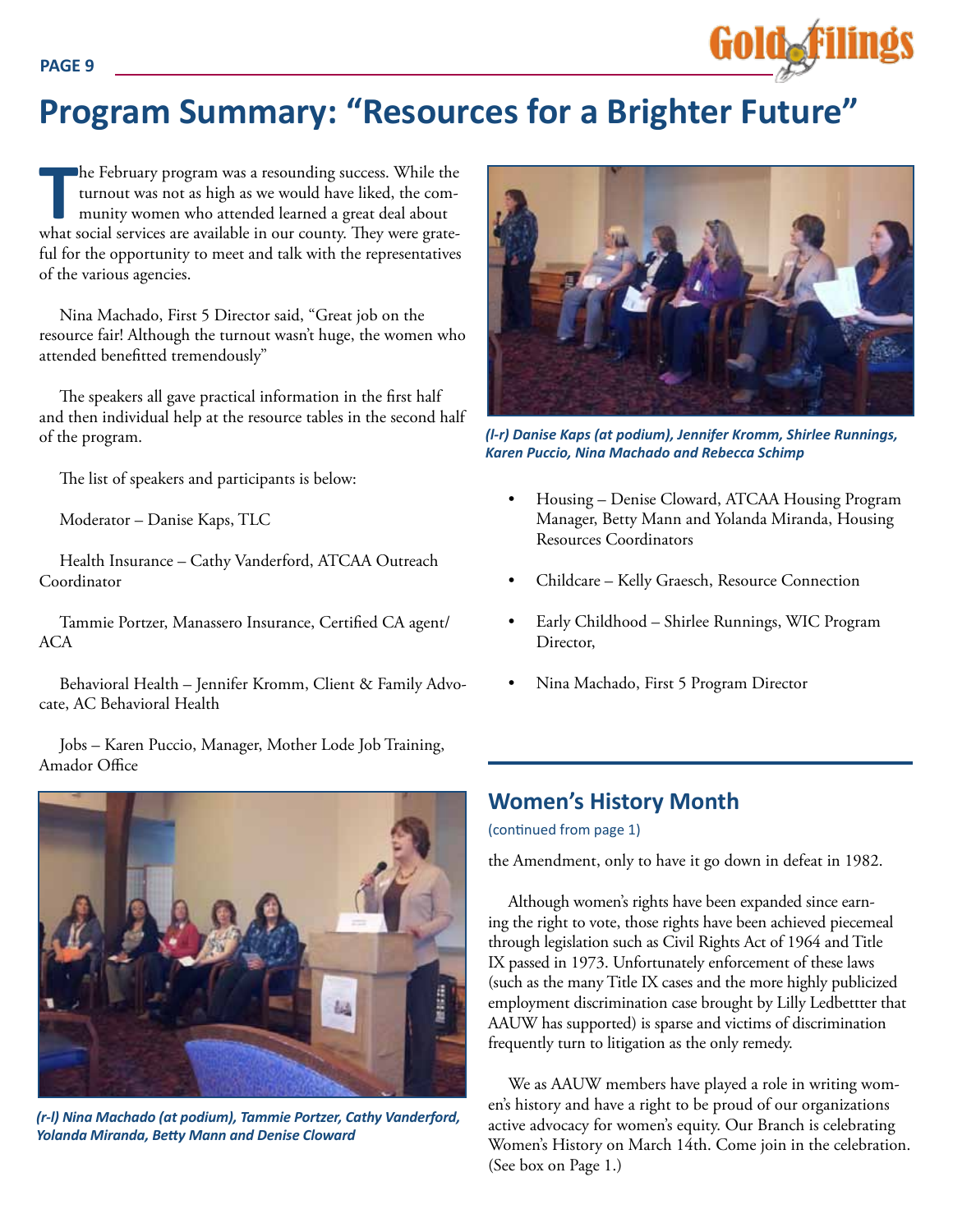# Program Summary: "Resources for a Brighter Future"

The February program was a resounding success. While the turnout was not as high as we would have liked, the community women who attended learned a great deal about what social services are available in our county. They were grateful for the opportunity to meet and talk with the representatives of the various agencies.

Nina Machado, First 5 Director said, "Great job on the resource fair! Although the turnout wasn't huge, the women who attended benefitted tremendously"

The speakers all gave practical information in the first half and then individual help at the resource tables in the second half of the program.

The list of speakers and participants is below:

Moderator – Danise Kaps, TLC

Health Insurance – Cathy Vanderford, ATCAA Outreach Coordinator

Tammie Portzer, Manassero Insurance, Certified CA agent/ACA

Behavioral Health – Jennifer Kromm, Client & Family Advocate, AC Behavioral Health

Jobs – Karen Puccio, Manager, Mother Lode Job Training, Amador Office

*(r-l) Nina Machado (at podium), Tammie Portzer, Cathy Vanderford, Yolanda Miranda, Betty Mann and Denise Cloward*

*(l-r) Danise Kaps (at podium), Jennifer Kromm, Shirlee Runnings, Karen Puccio, Nina Machado and Rebecca Schimp*

- Housing – Denise Cloward, ATCAA Housing Program Manager, Betty Mann and Yolanda Miranda, Housing Resources Coordinators
- Childcare – Kelly Graesch, Resource Connection
- Early Childhood – Shirlee Runnings, WIC Program Director,
- Nina Machado, First 5 Program Director

## Women's History Month

(continued from page 1)

the Amendment, only to have it go down in defeat in 1982.

Although women's rights have been expanded since earning the right to vote, those rights have been achieved piecemeal through legislation such as Civil Rights Act of 1964 and Title IX passed in 1973. Unfortunately enforcement of these laws (such as the many Title IX cases and the more highly publicized employment discrimination case brought by Lilly Ledbettter that AAUW has supported) is sparse and victims of discrimination frequently turn to litigation as the only remedy.

We as AAUW members have played a role in writing women's history and have a right to be proud of our organizations active advocacy for women's equity. Our Branch is celebrating Women's History on March 14th. Come join in the celebration. (See box on Page 1.)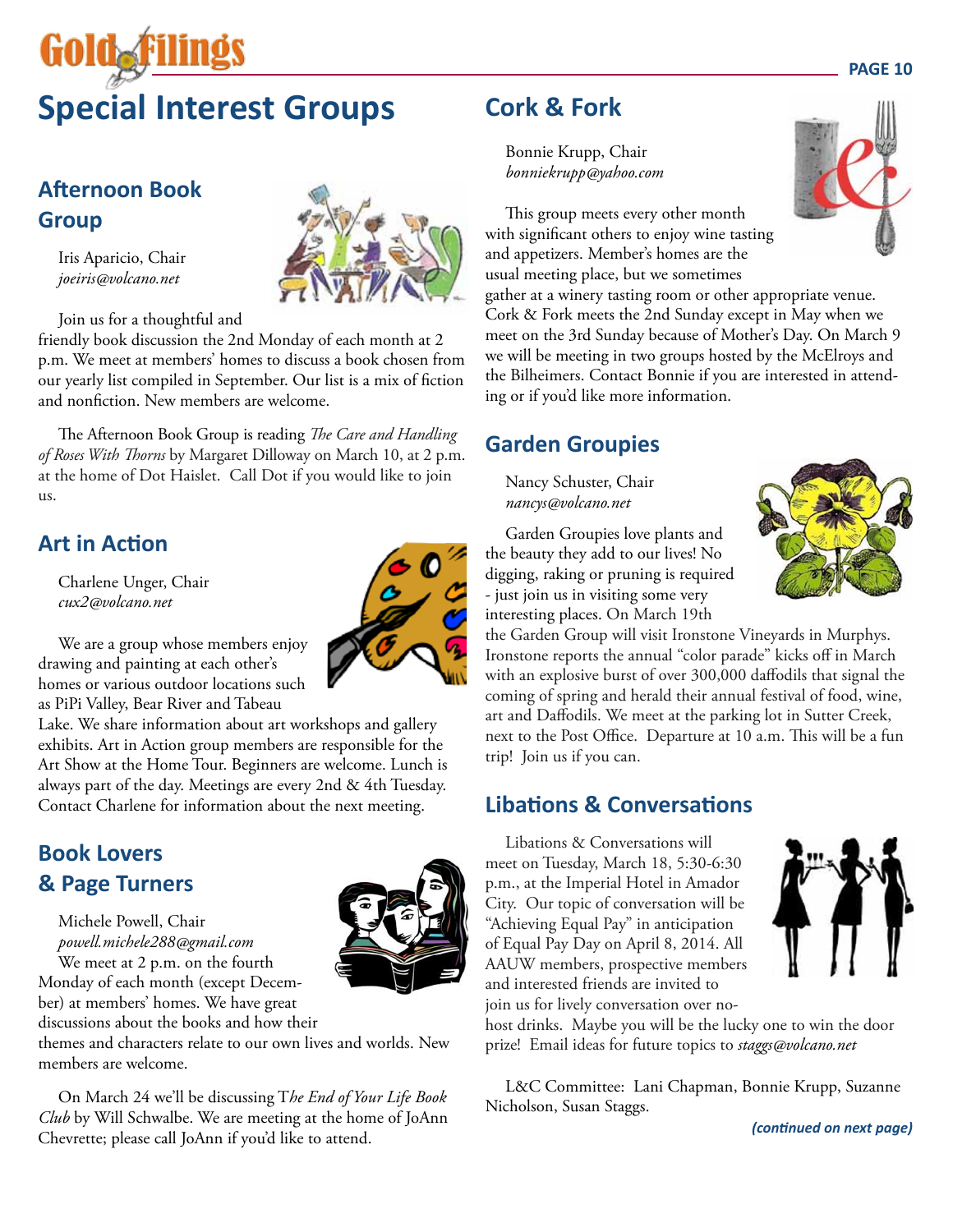# Special Interest Groups

## Afternoon Book Group

Iris Aparicio, Chair
*joeiris@volcano.net*

Join us for a thoughtful and friendly book discussion the 2nd Monday of each month at 2 p.m. We meet at members' homes to discuss a book chosen from our yearly list compiled in September. Our list is a mix of fiction and nonfiction. New members are welcome.

The Afternoon Book Group is reading *The Care and Handling of Roses With Thorns* by Margaret Dilloway on March 10, at 2 p.m. at the home of Dot Haislet. Call Dot if you would like to join us.

## Art in Action

Charlene Unger, Chair
*cux2@volcano.net*

We are a group whose members enjoy drawing and painting at each other's homes or various outdoor locations such as PiPi Valley, Bear River and Tabeau Lake. We share information about art workshops and gallery exhibits. Art in Action group members are responsible for the Art Show at the Home Tour. Beginners are welcome. Lunch is always part of the day. Meetings are every 2nd & 4th Tuesday. Contact Charlene for information about the next meeting.

## Book Lovers & Page Turners

Michele Powell, Chair
*powell.michele288@gmail.com*

We meet at 2 p.m. on the fourth Monday of each month (except December) at members' homes. We have great discussions about the books and how their themes and characters relate to our own lives and worlds. New members are welcome.

On March 24 we'll be discussing T*he End of Your Life Book Club* by Will Schwalbe. We are meeting at the home of JoAnn Chevrette; please call JoAnn if you'd like to attend.

## Cork & Fork

Bonnie Krupp, Chair
*bonniekrupp@yahoo.com*

This group meets every other month with significant others to enjoy wine tasting and appetizers. Member's homes are the usual meeting place, but we sometimes gather at a winery tasting room or other appropriate venue. Cork & Fork meets the 2nd Sunday except in May when we meet on the 3rd Sunday because of Mother's Day. On March 9 we will be meeting in two groups hosted by the McElroys and the Bilheimers. Contact Bonnie if you are interested in attending or if you'd like more information.

## Garden Groupies

Nancy Schuster, Chair
*nancys@volcano.net*

Garden Groupies love plants and the beauty they add to our lives! No digging, raking or pruning is required - just join us in visiting some very interesting places. On March 19th the Garden Group will visit Ironstone Vineyards in Murphys. Ironstone reports the annual "color parade" kicks off in March with an explosive burst of over 300,000 daffodils that signal the coming of spring and herald their annual festival of food, wine, art and Daffodils. We meet at the parking lot in Sutter Creek, next to the Post Office. Departure at 10 a.m. This will be a fun trip! Join us if you can.

## Libations & Conversations

Libations & Conversations will meet on Tuesday, March 18, 5:30-6:30 p.m., at the Imperial Hotel in Amador City. Our topic of conversation will be "Achieving Equal Pay" in anticipation of Equal Pay Day on April 8, 2014. All AAUW members, prospective members and interested friends are invited to join us for lively conversation over no-host drinks. Maybe you will be the lucky one to win the door prize! Email ideas for future topics to *staggs@volcano.net*

L&C Committee: Lani Chapman, Bonnie Krupp, Suzanne Nicholson, Susan Staggs.

***(continued on next page)***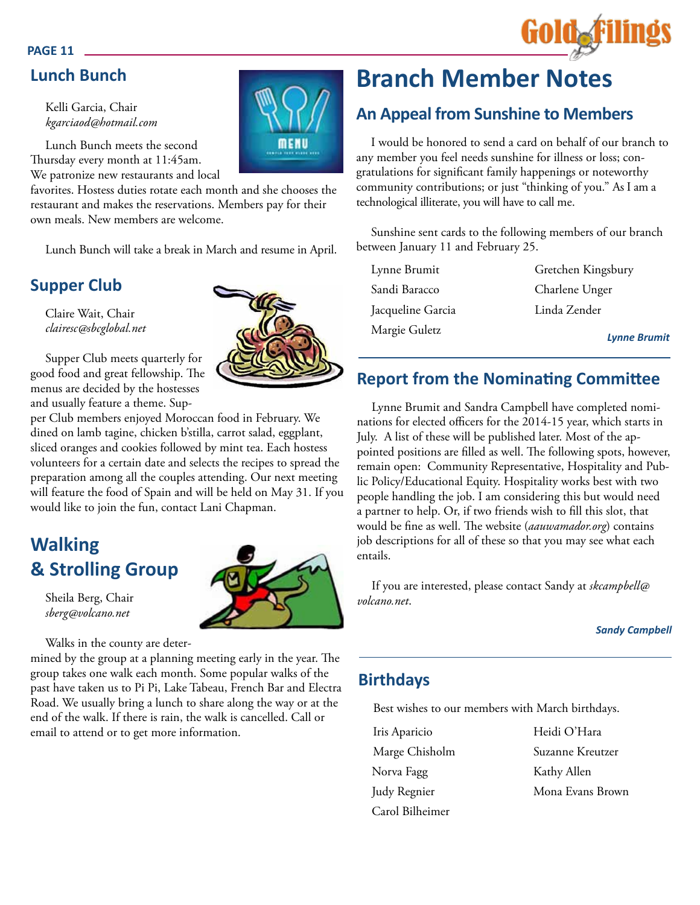## Lunch Bunch

Kelli Garcia, Chair
*kgarciaod@hotmail.com*

Lunch Bunch meets the second Thursday every month at 11:45am. We patronize new restaurants and local favorites. Hostess duties rotate each month and she chooses the restaurant and makes the reservations. Members pay for their own meals. New members are welcome.

Lunch Bunch will take a break in March and resume in April.

## Supper Club

Claire Wait, Chair
*clairesc@sbcglobal.net*

Supper Club meets quarterly for good food and great fellowship. The menus are decided by the hostesses and usually feature a theme. Supper Club members enjoyed Moroccan food in February. We dined on lamb tagine, chicken b'stilla, carrot salad, eggplant, sliced oranges and cookies followed by mint tea. Each hostess volunteers for a certain date and selects the recipes to spread the preparation among all the couples attending. Our next meeting will feature the food of Spain and will be held on May 31. If you would like to join the fun, contact Lani Chapman.

## Walking & Strolling Group

Sheila Berg, Chair
*sberg@volcano.net*

Walks in the county are determined by the group at a planning meeting early in the year. The group takes one walk each month. Some popular walks of the past have taken us to Pi Pi, Lake Tabeau, French Bar and Electra Road. We usually bring a lunch to share along the way or at the end of the walk. If there is rain, the walk is cancelled. Call or email to attend or to get more information.

# Branch Member Notes

## An Appeal from Sunshine to Members

I would be honored to send a card on behalf of our branch to any member you feel needs sunshine for illness or loss; congratulations for significant family happenings or noteworthy community contributions; or just "thinking of you." As I am a technological illiterate, you will have to call me.

Sunshine sent cards to the following members of our branch between January 11 and February 25.

Lynne Brumit
Sandi Baracco
Jacqueline Garcia
Margie Guletz
Gretchen Kingsbury
Charlene Unger
Linda Zender

***Lynne Brumit***

## Report from the Nominating Committee

Lynne Brumit and Sandra Campbell have completed nominations for elected officers for the 2014-15 year, which starts in July. A list of these will be published later. Most of the appointed positions are filled as well. The following spots, however, remain open: Community Representative, Hospitality and Public Policy/Educational Equity. Hospitality works best with two people handling the job. I am considering this but would need a partner to help. Or, if two friends wish to fill this slot, that would be fine as well. The website (*aauwamador.org*) contains job descriptions for all of these so that you may see what each entails.

If you are interested, please contact Sandy at *skcampbell@volcano.net*.

***Sandy Campbell***

## Birthdays

Best wishes to our members with March birthdays.

Iris Aparicio
Marge Chisholm
Norva Fagg
Judy Regnier
Carol Bilheimer
Heidi O'Hara
Suzanne Kreutzer
Kathy Allen
Mona Evans Brown